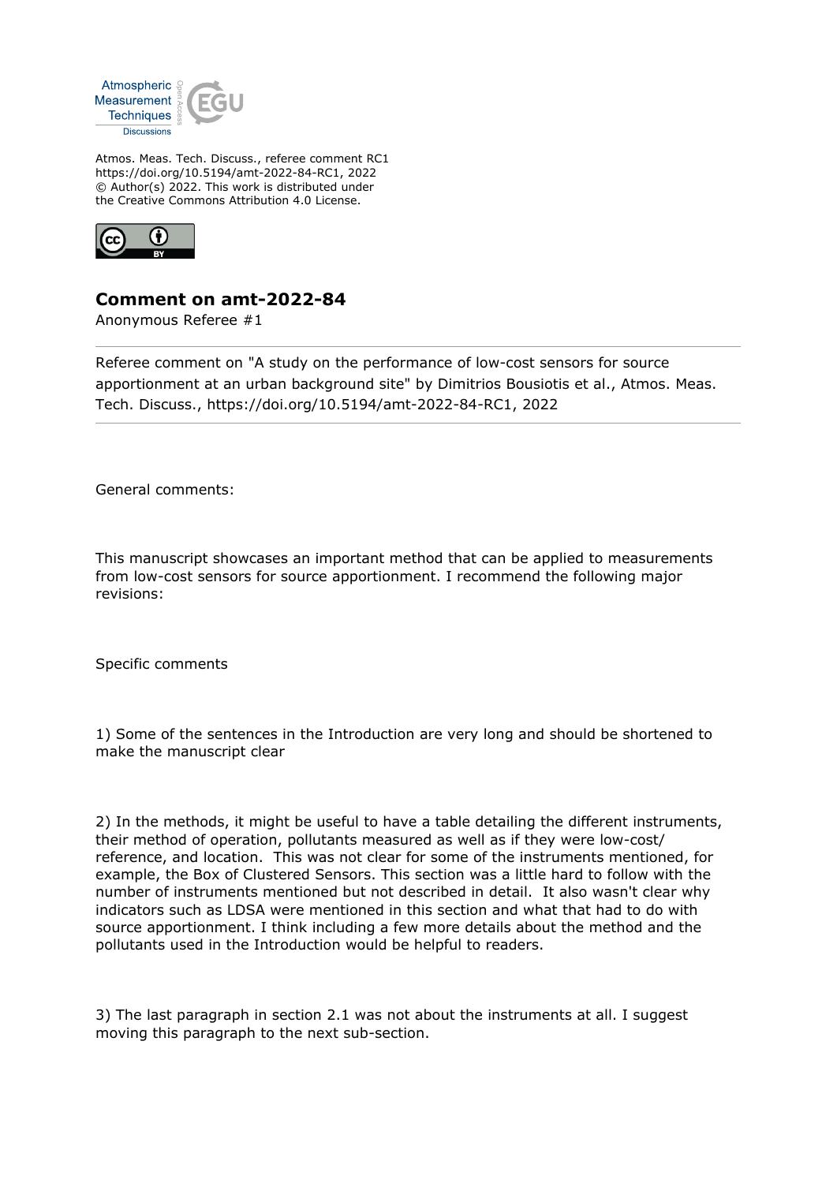Atmos. Meas. Tech. Discuss., referee comment RC1
https://doi.org/10.5194/amt-2022-84-RC1, 2022
© Author(s) 2022. This work is distributed under
the Creative Commons Attribution 4.0 License.

## Comment on amt-2022-84

Anonymous Referee #1

Referee comment on "A study on the performance of low-cost sensors for source apportionment at an urban background site" by Dimitrios Bousiotis et al., Atmos. Meas. Tech. Discuss., https://doi.org/10.5194/amt-2022-84-RC1, 2022

General comments:

This manuscript showcases an important method that can be applied to measurements from low-cost sensors for source apportionment. I recommend the following major revisions:

Specific comments

1) Some of the sentences in the Introduction are very long and should be shortened to make the manuscript clear

2) In the methods, it might be useful to have a table detailing the different instruments, their method of operation, pollutants measured as well as if they were low-cost/ reference, and location. This was not clear for some of the instruments mentioned, for example, the Box of Clustered Sensors. This section was a little hard to follow with the number of instruments mentioned but not described in detail. It also wasn't clear why indicators such as LDSA were mentioned in this section and what that had to do with source apportionment. I think including a few more details about the method and the pollutants used in the Introduction would be helpful to readers.

3) The last paragraph in section 2.1 was not about the instruments at all. I suggest moving this paragraph to the next sub-section.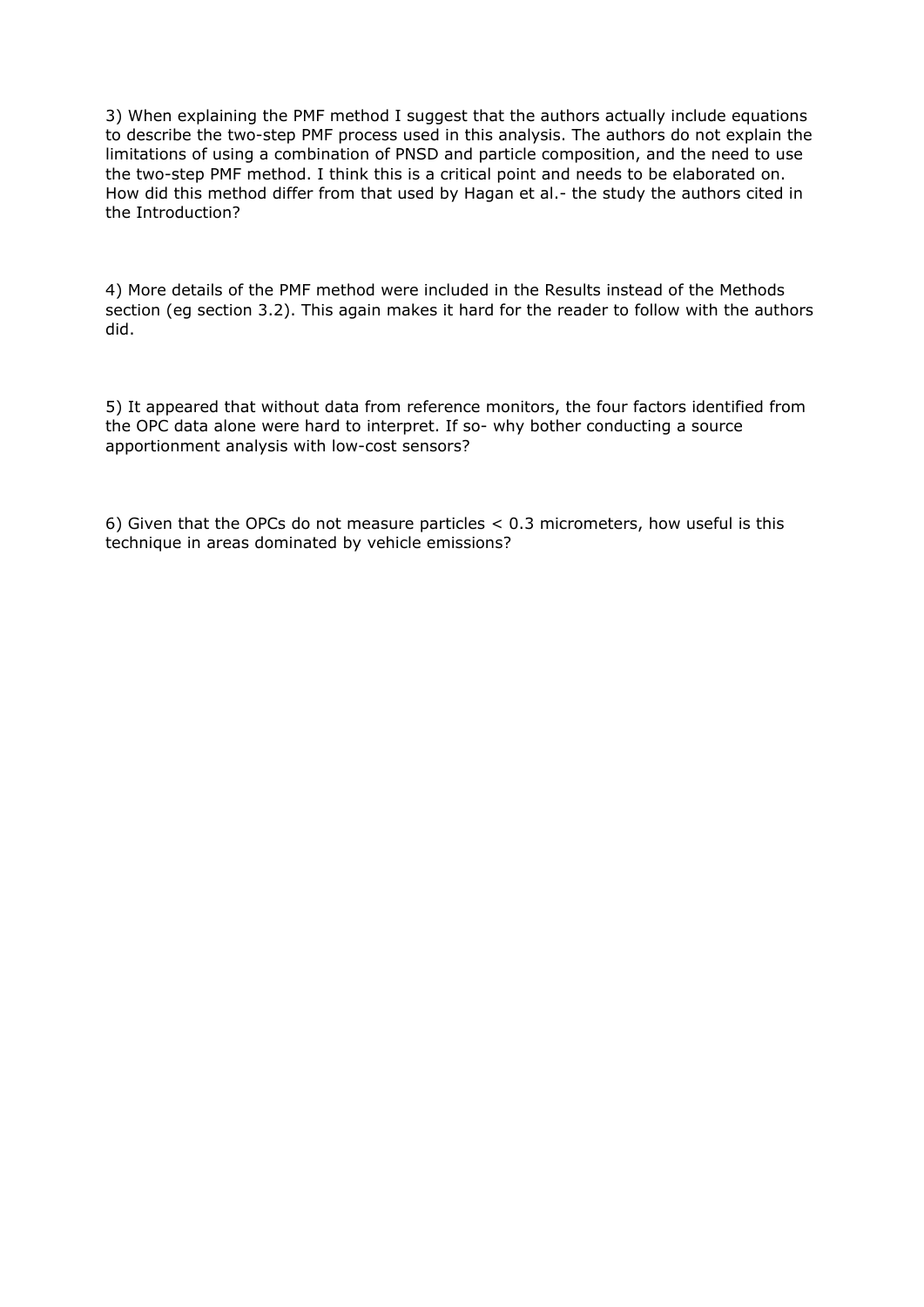3) When explaining the PMF method I suggest that the authors actually include equations to describe the two-step PMF process used in this analysis. The authors do not explain the limitations of using a combination of PNSD and particle composition, and the need to use the two-step PMF method. I think this is a critical point and needs to be elaborated on. How did this method differ from that used by Hagan et al.- the study the authors cited in the Introduction?

4) More details of the PMF method were included in the Results instead of the Methods section (eg section 3.2). This again makes it hard for the reader to follow with the authors did.

5) It appeared that without data from reference monitors, the four factors identified from the OPC data alone were hard to interpret. If so- why bother conducting a source apportionment analysis with low-cost sensors?

6) Given that the OPCs do not measure particles < 0.3 micrometers, how useful is this technique in areas dominated by vehicle emissions?